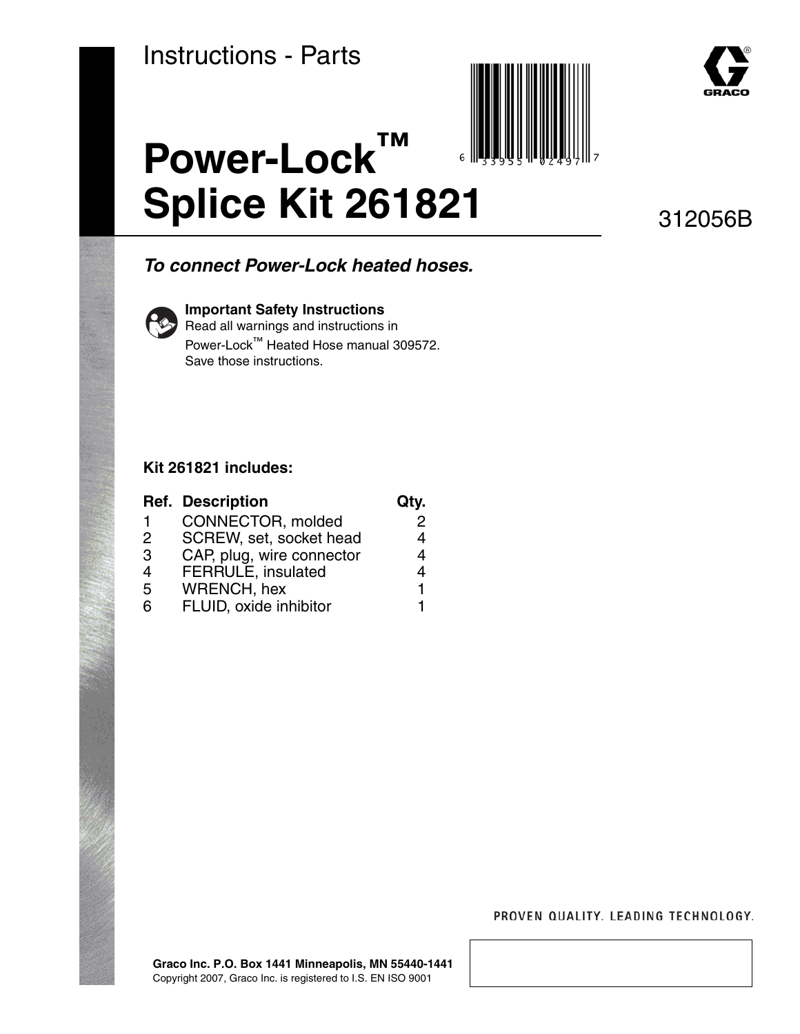Instructions - Parts

# Power-Lock™ Splice Kit 261821

312056B

***To connect Power-Lock heated hoses.***

**Important Safety Instructions**
Read all warnings and instructions in Power-Lock™ Heated Hose manual 309572. Save those instructions.

**Kit 261821 includes:**

| Ref. | Description | Qty. |
| --- | --- | --- |
| 1 | CONNECTOR, molded | 2 |
| 2 | SCREW, set, socket head | 4 |
| 3 | CAP, plug, wire connector | 4 |
| 4 | FERRULE, insulated | 4 |
| 5 | WRENCH, hex | 1 |
| 6 | FLUID, oxide inhibitor | 1 |

PROVEN QUALITY. LEADING TECHNOLOGY.

**Graco Inc. P.O. Box 1441 Minneapolis, MN 55440-1441**
Copyright 2007, Graco Inc. is registered to I.S. EN ISO 9001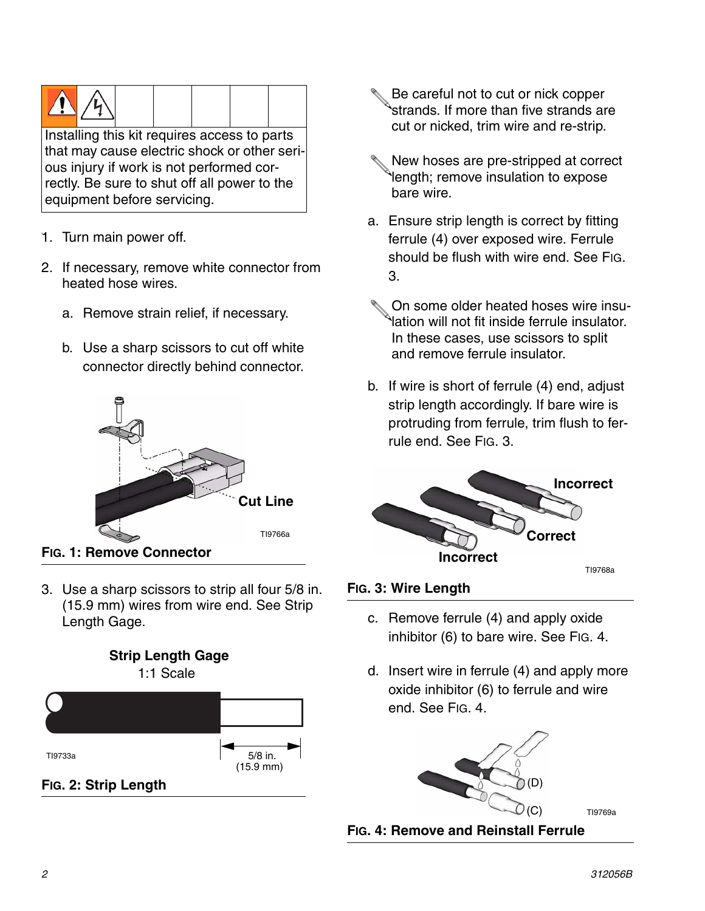Installing this kit requires access to parts that may cause electric shock or other serious injury if work is not performed correctly. Be sure to shut off all power to the equipment before servicing.

1. Turn main power off.
2. If necessary, remove white connector from heated hose wires.
   a. Remove strain relief, if necessary.
   b. Use a sharp scissors to cut off white connector directly behind connector.

Cut Line

TI9766a

**FIG. 1: Remove Connector**

3. Use a sharp scissors to strip all four 5/8 in. (15.9 mm) wires from wire end. See Strip Length Gage.

**Strip Length Gage**

1:1 Scale

TI9733a

5/8 in. (15.9 mm)

**FIG. 2: Strip Length**

Be careful not to cut or nick copper strands. If more than five strands are cut or nicked, trim wire and re-strip.

New hoses are pre-stripped at correct length; remove insulation to expose bare wire.

a. Ensure strip length is correct by fitting ferrule (4) over exposed wire. Ferrule should be flush with wire end. See FIG. 3.

On some older heated hoses wire insulation will not fit inside ferrule insulator. In these cases, use scissors to split and remove ferrule insulator.

b. If wire is short of ferrule (4) end, adjust strip length accordingly. If bare wire is protruding from ferrule, trim flush to ferrule end. See FIG. 3.

Incorrect

Correct

Incorrect

TI9768a

**FIG. 3: Wire Length**

c. Remove ferrule (4) and apply oxide inhibitor (6) to bare wire. See FIG. 4.

d. Insert wire in ferrule (4) and apply more oxide inhibitor (6) to ferrule and wire end. See FIG. 4.

(D)

(C)

TI9769a

**FIG. 4: Remove and Reinstall Ferrule**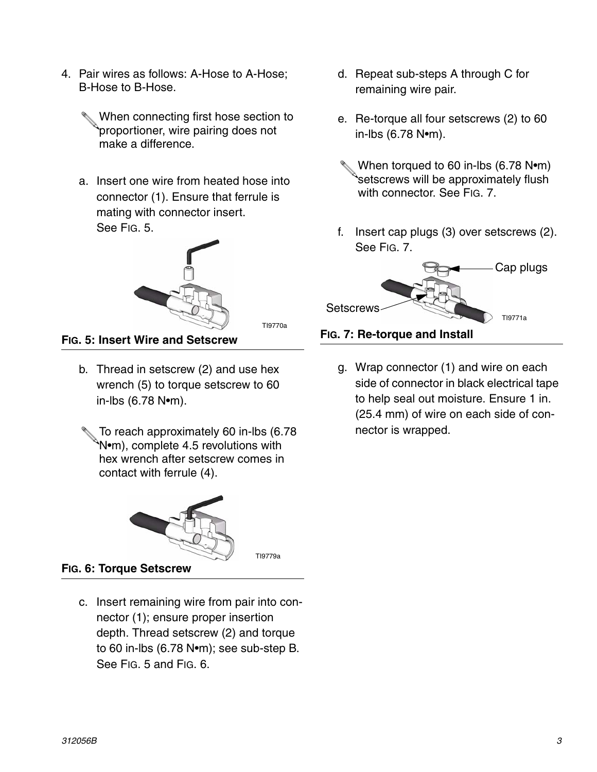4. Pair wires as follows: A-Hose to A-Hose; B-Hose to B-Hose.

   When connecting first hose section to proportioner, wire pairing does not make a difference.

   a. Insert one wire from heated hose into connector (1). Ensure that ferrule is mating with connector insert. See FIG. 5.

**FIG. 5: Insert Wire and Setscrew**

   b. Thread in setscrew (2) and use hex wrench (5) to torque setscrew to 60 in-lbs (6.78 N•m).

   To reach approximately 60 in-lbs (6.78 N•m), complete 4.5 revolutions with hex wrench after setscrew comes in contact with ferrule (4).

**FIG. 6: Torque Setscrew**

   c. Insert remaining wire from pair into connector (1); ensure proper insertion depth. Thread setscrew (2) and torque to 60 in-lbs (6.78 N•m); see sub-step B. See FIG. 5 and FIG. 6.

   d. Repeat sub-steps A through C for remaining wire pair.

   e. Re-torque all four setscrews (2) to 60 in-lbs (6.78 N•m).

   When torqued to 60 in-lbs (6.78 N•m) setscrews will be approximately flush with connector. See FIG. 7.

   f. Insert cap plugs (3) over setscrews (2). See FIG. 7.

**FIG. 7: Re-torque and Install**

   g. Wrap connector (1) and wire on each side of connector in black electrical tape to help seal out moisture. Ensure 1 in. (25.4 mm) of wire on each side of connector is wrapped.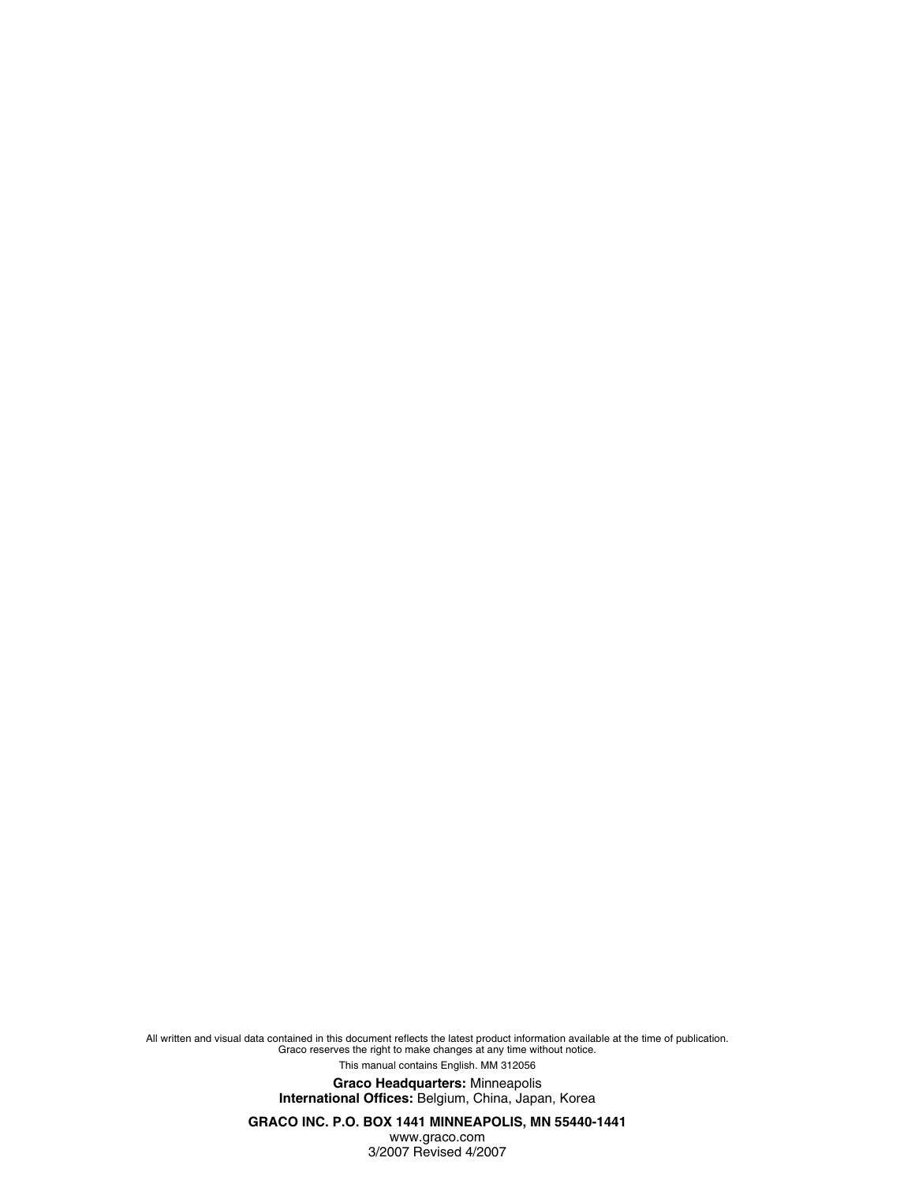All written and visual data contained in this document reflects the latest product information available at the time of publication.
Graco reserves the right to make changes at any time without notice.

This manual contains English. MM 312056

**Graco Headquarters:** Minneapolis
**International Offices:** Belgium, China, Japan, Korea

**GRACO INC. P.O. BOX 1441 MINNEAPOLIS, MN 55440-1441**
www.graco.com
3/2007 Revised 4/2007